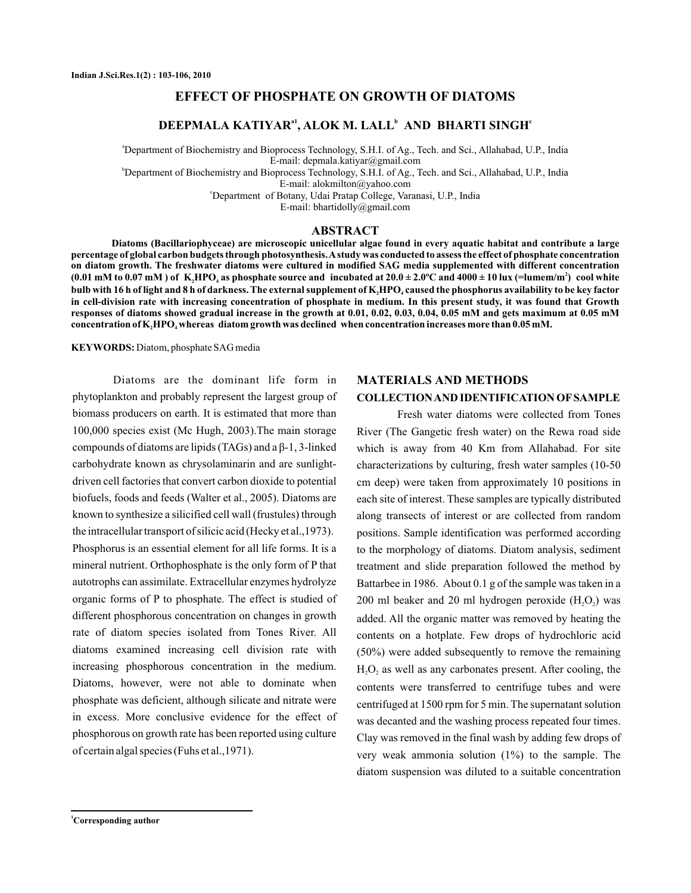# EFFECT OF PHOSPHATE ON GROWTH OF DIATOMS

**DEEPMALA KATIYAR[a1], ALOK M. LALL[b] AND BHARTI SINGH[c]**

[a]Department of Biochemistry and Bioprocess Technology, S.H.I. of Ag., Tech. and Sci., Allahabad, U.P., India
E-mail: depmala.katiyar@gmail.com

[b]Department of Biochemistry and Bioprocess Technology, S.H.I. of Ag., Tech. and Sci., Allahabad, U.P., India
E-mail: alokmilton@yahoo.com

[c]Department of Botany, Udai Pratap College, Varanasi, U.P., India
E-mail: bhartidolly@gmail.com

## ABSTRACT

**Diatoms (Bacillariophyceae) are microscopic unicellular algae found in every aquatic habitat and contribute a large percentage of global carbon budgets through photosynthesis. A study was conducted to assess the effect of phosphate concentration on diatom growth. The freshwater diatoms were cultured in modified SAG media supplemented with different concentration (0.01 mM to 0.07 mM ) of $K_2HPO_4$ as phosphate source and incubated at $20.0 \pm 2.0^oC$ and $4000 \pm 10$ lux (=lumem/$m^2$) cool white bulb with 16 h of light and 8 h of darkness. The external supplement of $K_2HPO_4$ caused the phosphorus availability to be key factor in cell-division rate with increasing concentration of phosphate in medium. In this present study, it was found that Growth responses of diatoms showed gradual increase in the growth at 0.01, 0.02, 0.03, 0.04, 0.05 mM and gets maximum at 0.05 mM concentration of $K_2HPO_4$ whereas diatom growth was declined when concentration increases more than 0.05 mM.**

**KEYWORDS:** Diatom, phosphate SAG media

Diatoms are the dominant life form in phytoplankton and probably represent the largest group of biomass producers on earth. It is estimated that more than 100,000 species exist (Mc Hugh, 2003).The main storage compounds of diatoms are lipids (TAGs) and a β-1, 3-linked carbohydrate known as chrysolaminarin and are sunlight-driven cell factories that convert carbon dioxide to potential biofuels, foods and feeds (Walter et al., 2005). Diatoms are known to synthesize a silicified cell wall (frustules) through the intracellular transport of silicic acid (Hecky et al.,1973). Phosphorus is an essential element for all life forms. It is a mineral nutrient. Orthophosphate is the only form of P that autotrophs can assimilate. Extracellular enzymes hydrolyze organic forms of P to phosphate. The effect is studied of different phosphorous concentration on changes in growth rate of diatom species isolated from Tones River. All diatoms examined increasing cell division rate with increasing phosphorous concentration in the medium. Diatoms, however, were not able to dominate when phosphate was deficient, although silicate and nitrate were in excess. More conclusive evidence for the effect of phosphorous on growth rate has been reported using culture of certain algal species (Fuhs et al.,1971).

## MATERIALS AND METHODS

### COLLECTION AND IDENTIFICATION OF SAMPLE

Fresh water diatoms were collected from Tones River (The Gangetic fresh water) on the Rewa road side which is away from 40 Km from Allahabad. For site characterizations by culturing, fresh water samples (10-50 cm deep) were taken from approximately 10 positions in each site of interest. These samples are typically distributed along transects of interest or are collected from random positions. Sample identification was performed according to the morphology of diatoms. Diatom analysis, sediment treatment and slide preparation followed the method by Battarbee in 1986. About 0.1 g of the sample was taken in a 200 ml beaker and 20 ml hydrogen peroxide ($H_2O_2$) was added. All the organic matter was removed by heating the contents on a hotplate. Few drops of hydrochloric acid (50%) were added subsequently to remove the remaining $H_2O_2$ as well as any carbonates present. After cooling, the contents were transferred to centrifuge tubes and were centrifuged at 1500 rpm for 5 min. The supernatant solution was decanted and the washing process repeated four times. Clay was removed in the final wash by adding few drops of very weak ammonia solution (1%) to the sample. The diatom suspension was diluted to a suitable concentration

[1]Corresponding author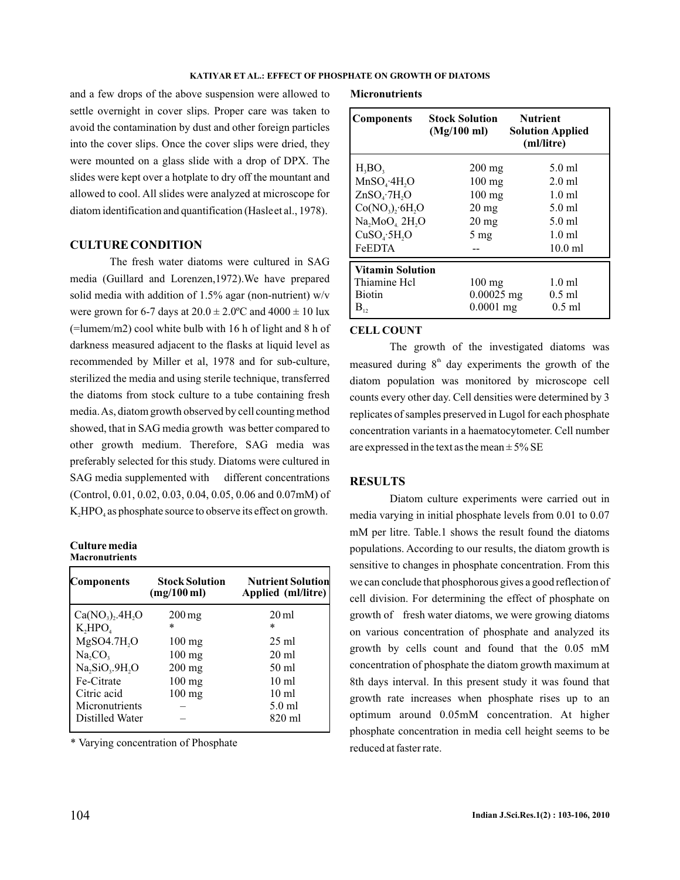and a few drops of the above suspension were allowed to settle overnight in cover slips. Proper care was taken to avoid the contamination by dust and other foreign particles into the cover slips. Once the cover slips were dried, they were mounted on a glass slide with a drop of DPX. The slides were kept over a hotplate to dry off the mountant and allowed to cool. All slides were analyzed at microscope for diatom identification and quantification (Hasleet al., 1978).

## CULTURE CONDITION

The fresh water diatoms were cultured in SAG media (Guillard and Lorenzen,1972).We have prepared solid media with addition of 1.5% agar (non-nutrient) w/v were grown for 6-7 days at 20.0 ± 2.0ºC and 4000 ± 10 lux (=lumem/m2) cool white bulb with 16 h of light and 8 h of darkness measured adjacent to the flasks at liquid level as recommended by Miller et al, 1978 and for sub-culture, sterilized the media and using sterile technique, transferred the diatoms from stock culture to a tube containing fresh media. As, diatom growth observed by cell counting method showed, that in SAG media growth was better compared to other growth medium. Therefore, SAG media was preferably selected for this study. Diatoms were cultured in SAG media supplemented with different concentrations (Control, 0.01, 0.02, 0.03, 0.04, 0.05, 0.06 and 0.07mM) of $K_2HPO_4$ as phosphate source to observe its effect on growth.

**Culture media**

**Macronutrients**

| Components | Stock Solution (mg/100 ml) | Nutrient Solution Applied (ml/litre) |
|---|---|---|
| $Ca(NO_3)_2.4H_2O$ | 200 mg | 20 ml |
| $K_2HPO_4$ | * | * |
| $MgSO4.7H_2O$ | 100 mg | 25 ml |
| $Na_2CO_3$ | 100 mg | 20 ml |
| $Na_2SiO_3.9H_2O$ | 200 mg | 50 ml |
| Fe-Citrate | 100 mg | 10 ml |
| Citric acid | 100 mg | 10 ml |
| Micronutrients | – | 5.0 ml |
| Distilled Water | – | 820 ml |

* Varying concentration of Phosphate

**Micronutrients**

| Components | Stock Solution (Mg/100 ml) | Nutrient Solution Applied (ml/litre) |
|---|---|---|
| $H_3BO_3$ | 200 mg | 5.0 ml |
| $MnSO_4{\cdot}4H_2O$ | 100 mg | 2.0 ml |
| $ZnSO_4{\cdot}7H_2O$ | 100 mg | 1.0 ml |
| $Co(NO_3)_2{\cdot}6H_2O$ | 20 mg | 5.0 ml |
| $Na_2MoO_4.2H_2O$ | 20 mg | 5.0 ml |
| $CuSO_4{\cdot}5H_2O$ | 5 mg | 1.0 ml |
| FeEDTA | -- | 10.0 ml |
| **Vitamin Solution** | | |
| Thiamine Hcl | 100 mg | 1.0 ml |
| Biotin | 0.00025 mg | 0.5 ml |
| $B_{12}$ | 0.0001 mg | 0.5 ml |

## CELL COUNT

The growth of the investigated diatoms was measured during $8^{th}$ day experiments the growth of the diatom population was monitored by microscope cell counts every other day. Cell densities were determined by 3 replicates of samples preserved in Lugol for each phosphate concentration variants in a haematocytometer. Cell number are expressed in the text as the mean ± 5% SE

## RESULTS

Diatom culture experiments were carried out in media varying in initial phosphate levels from 0.01 to 0.07 mM per litre. Table.1 shows the result found the diatoms populations. According to our results, the diatom growth is sensitive to changes in phosphate concentration. From this we can conclude that phosphorous gives a good reflection of cell division. For determining the effect of phosphate on growth of fresh water diatoms, we were growing diatoms on various concentration of phosphate and analyzed its growth by cells count and found that the 0.05 mM concentration of phosphate the diatom growth maximum at 8th days interval. In this present study it was found that growth rate increases when phosphate rises up to an optimum around 0.05mM concentration. At higher phosphate concentration in media cell height seems to be reduced at faster rate.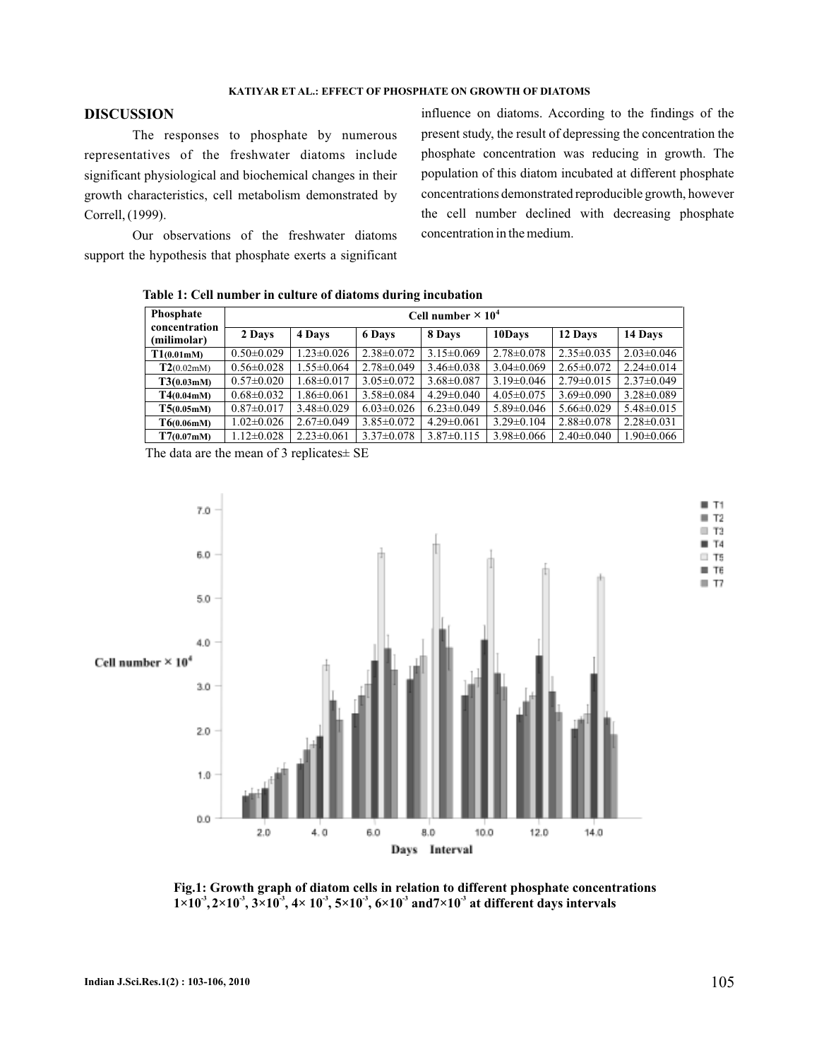## DISCUSSION

The responses to phosphate by numerous representatives of the freshwater diatoms include significant physiological and biochemical changes in their growth characteristics, cell metabolism demonstrated by Correll, (1999).

Our observations of the freshwater diatoms support the hypothesis that phosphate exerts a significant influence on diatoms. According to the findings of the present study, the result of depressing the concentration the phosphate concentration was reducing in growth. The population of this diatom incubated at different phosphate concentrations demonstrated reproducible growth, however the cell number declined with decreasing phosphate concentration in the medium.

**Table 1: Cell number in culture of diatoms during incubation**

| Phosphate concentration (milimolar) | Cell number × $10^4$ | | | | | | |
|---|---|---|---|---|---|---|---|
| | 2 Days | 4 Days | 6 Days | 8 Days | 10Days | 12 Days | 14 Days |
| **T1(0.01mM)** | 0.50±0.029 | 1.23±0.026 | 2.38±0.072 | 3.15±0.069 | 2.78±0.078 | 2.35±0.035 | 2.03±0.046 |
| **T2**(0.02mM) | 0.56±0.028 | 1.55±0.064 | 2.78±0.049 | 3.46±0.038 | 3.04±0.069 | 2.65±0.072 | 2.24±0.014 |
| **T3(0.03mM)** | 0.57±0.020 | 1.68±0.017 | 3.05±0.072 | 3.68±0.087 | 3.19±0.046 | 2.79±0.015 | 2.37±0.049 |
| **T4(0.04mM)** | 0.68±0.032 | 1.86±0.061 | 3.58±0.084 | 4.29±0.040 | 4.05±0.075 | 3.69±0.090 | 3.28±0.089 |
| **T5(0.05mM)** | 0.87±0.017 | 3.48±0.029 | 6.03±0.026 | 6.23±0.049 | 5.89±0.046 | 5.66±0.029 | 5.48±0.015 |
| **T6(0.06mM)** | 1.02±0.026 | 2.67±0.049 | 3.85±0.072 | 4.29±0.061 | 3.29±0.104 | 2.88±0.078 | 2.28±0.031 |
| **T7(0.07mM)** | 1.12±0.028 | 2.23±0.061 | 3.37±0.078 | 3.87±0.115 | 3.98±0.066 | 2.40±0.040 | 1.90±0.066 |

The data are the mean of 3 replicates± SE

**Fig.1: Growth graph of diatom cells in relation to different phosphate concentrations $1\times10^{-3}$, $2\times10^{-3}$, $3\times10^{-3}$, $4\times10^{-3}$, $5\times10^{-3}$, $6\times10^{-3}$ and $7\times10^{-3}$ at different days intervals**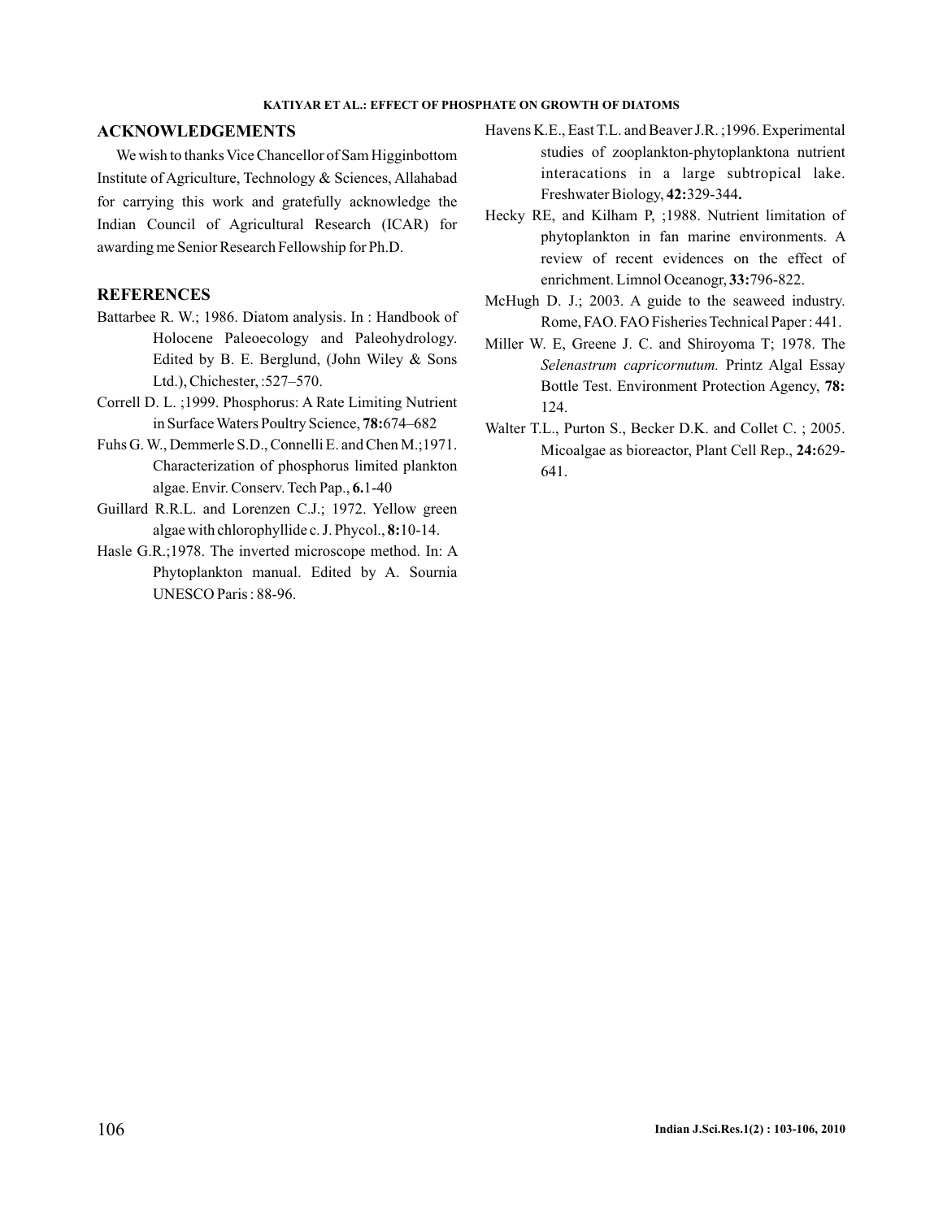## ACKNOWLEDGEMENTS

We wish to thanks Vice Chancellor of Sam Higginbottom Institute of Agriculture, Technology & Sciences, Allahabad for carrying this work and gratefully acknowledge the Indian Council of Agricultural Research (ICAR) for awarding me Senior Research Fellowship for Ph.D.

## REFERENCES

Battarbee R. W.; 1986. Diatom analysis. In : Handbook of Holocene Paleoecology and Paleohydrology. Edited by B. E. Berglund, (John Wiley & Sons Ltd.), Chichester, :527–570.

Correll D. L. ;1999. Phosphorus: A Rate Limiting Nutrient in Surface Waters Poultry Science, **78:**674–682

Fuhs G. W., Demmerle S.D., Connelli E. and Chen M.;1971. Characterization of phosphorus limited plankton algae. Envir. Conserv. Tech Pap., **6.**1-40

Guillard R.R.L. and Lorenzen C.J.; 1972. Yellow green algae with chlorophyllide c. J. Phycol., **8:**10-14.

Hasle G.R.;1978. The inverted microscope method. In: A Phytoplankton manual. Edited by A. Sournia UNESCO Paris : 88-96.

Havens K.E., East T.L. and Beaver J.R. ;1996. Experimental studies of zooplankton-phytoplanktona nutrient interacations in a large subtropical lake. Freshwater Biology, **42:**329-344**.**

Hecky RE, and Kilham P, ;1988. Nutrient limitation of phytoplankton in fan marine environments. A review of recent evidences on the effect of enrichment. Limnol Oceanogr, **33:**796-822.

McHugh D. J.; 2003. A guide to the seaweed industry. Rome, FAO. FAO Fisheries Technical Paper : 441.

Miller W. E, Greene J. C. and Shiroyoma T; 1978. The *Selenastrum capricornutum.* Printz Algal Essay Bottle Test. Environment Protection Agency, **78:** 124.

Walter T.L., Purton S., Becker D.K. and Collet C. ; 2005. Micoalgae as bioreactor, Plant Cell Rep., **24:**629-641.